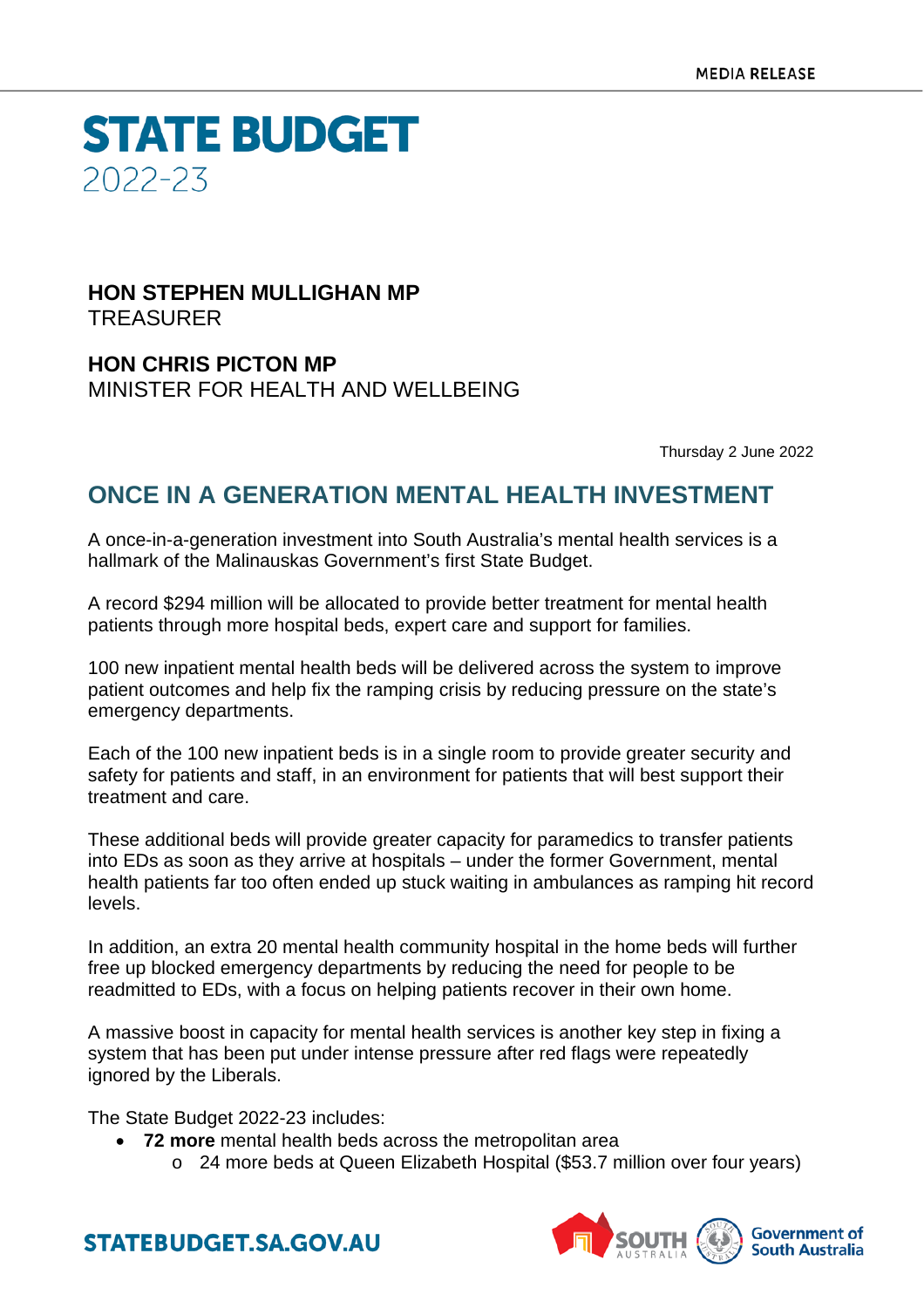MEDIA RELEASE

# STATE BUDGET 2022-23

**HON STEPHEN MULLIGHAN MP**
TREASURER

**HON CHRIS PICTON MP**
MINISTER FOR HEALTH AND WELLBEING

Thursday 2 June 2022

## ONCE IN A GENERATION MENTAL HEALTH INVESTMENT

A once-in-a-generation investment into South Australia's mental health services is a hallmark of the Malinauskas Government's first State Budget.

A record $294 million will be allocated to provide better treatment for mental health patients through more hospital beds, expert care and support for families.

100 new inpatient mental health beds will be delivered across the system to improve patient outcomes and help fix the ramping crisis by reducing pressure on the state's emergency departments.

Each of the 100 new inpatient beds is in a single room to provide greater security and safety for patients and staff, in an environment for patients that will best support their treatment and care.

These additional beds will provide greater capacity for paramedics to transfer patients into EDs as soon as they arrive at hospitals – under the former Government, mental health patients far too often ended up stuck waiting in ambulances as ramping hit record levels.

In addition, an extra 20 mental health community hospital in the home beds will further free up blocked emergency departments by reducing the need for people to be readmitted to EDs, with a focus on helping patients recover in their own home.

A massive boost in capacity for mental health services is another key step in fixing a system that has been put under intense pressure after red flags were repeatedly ignored by the Liberals.

The State Budget 2022-23 includes:

- **72 more** mental health beds across the metropolitan area
  - 24 more beds at Queen Elizabeth Hospital ($53.7 million over four years)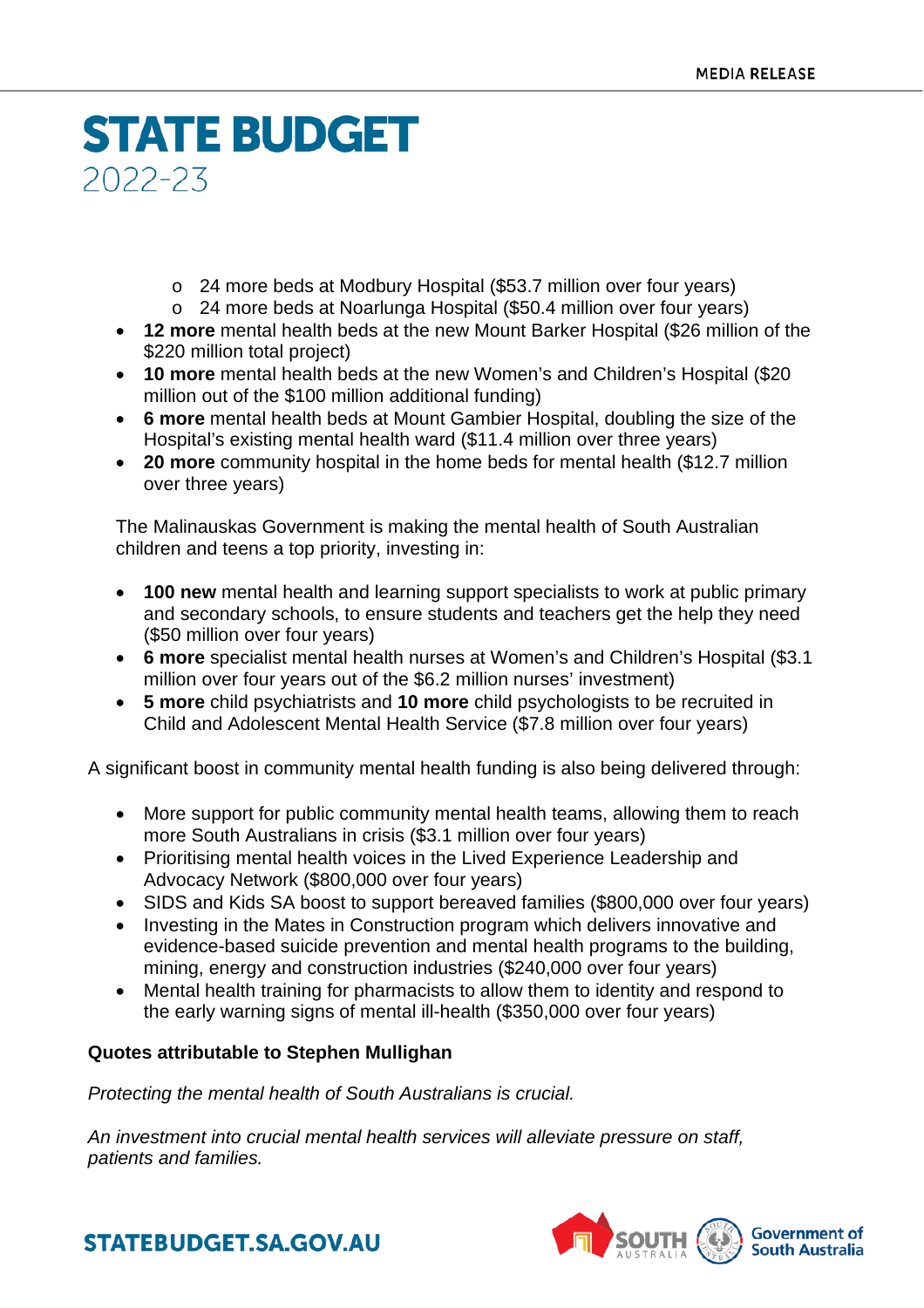- 24 more beds at Modbury Hospital ($53.7 million over four years)
  - 24 more beds at Noarlunga Hospital ($50.4 million over four years)
- **12 more** mental health beds at the new Mount Barker Hospital ($26 million of the $220 million total project)
- **10 more** mental health beds at the new Women's and Children's Hospital ($20 million out of the $100 million additional funding)
- **6 more** mental health beds at Mount Gambier Hospital, doubling the size of the Hospital's existing mental health ward ($11.4 million over three years)
- **20 more** community hospital in the home beds for mental health ($12.7 million over three years)

The Malinauskas Government is making the mental health of South Australian children and teens a top priority, investing in:

- **100 new** mental health and learning support specialists to work at public primary and secondary schools, to ensure students and teachers get the help they need ($50 million over four years)
- **6 more** specialist mental health nurses at Women's and Children's Hospital ($3.1 million over four years out of the $6.2 million nurses' investment)
- **5 more** child psychiatrists and **10 more** child psychologists to be recruited in Child and Adolescent Mental Health Service ($7.8 million over four years)

A significant boost in community mental health funding is also being delivered through:

- More support for public community mental health teams, allowing them to reach more South Australians in crisis ($3.1 million over four years)
- Prioritising mental health voices in the Lived Experience Leadership and Advocacy Network ($800,000 over four years)
- SIDS and Kids SA boost to support bereaved families ($800,000 over four years)
- Investing in the Mates in Construction program which delivers innovative and evidence-based suicide prevention and mental health programs to the building, mining, energy and construction industries ($240,000 over four years)
- Mental health training for pharmacists to allow them to identity and respond to the early warning signs of mental ill-health ($350,000 over four years)

**Quotes attributable to Stephen Mullighan**

*Protecting the mental health of South Australians is crucial.*

*An investment into crucial mental health services will alleviate pressure on staff, patients and families.*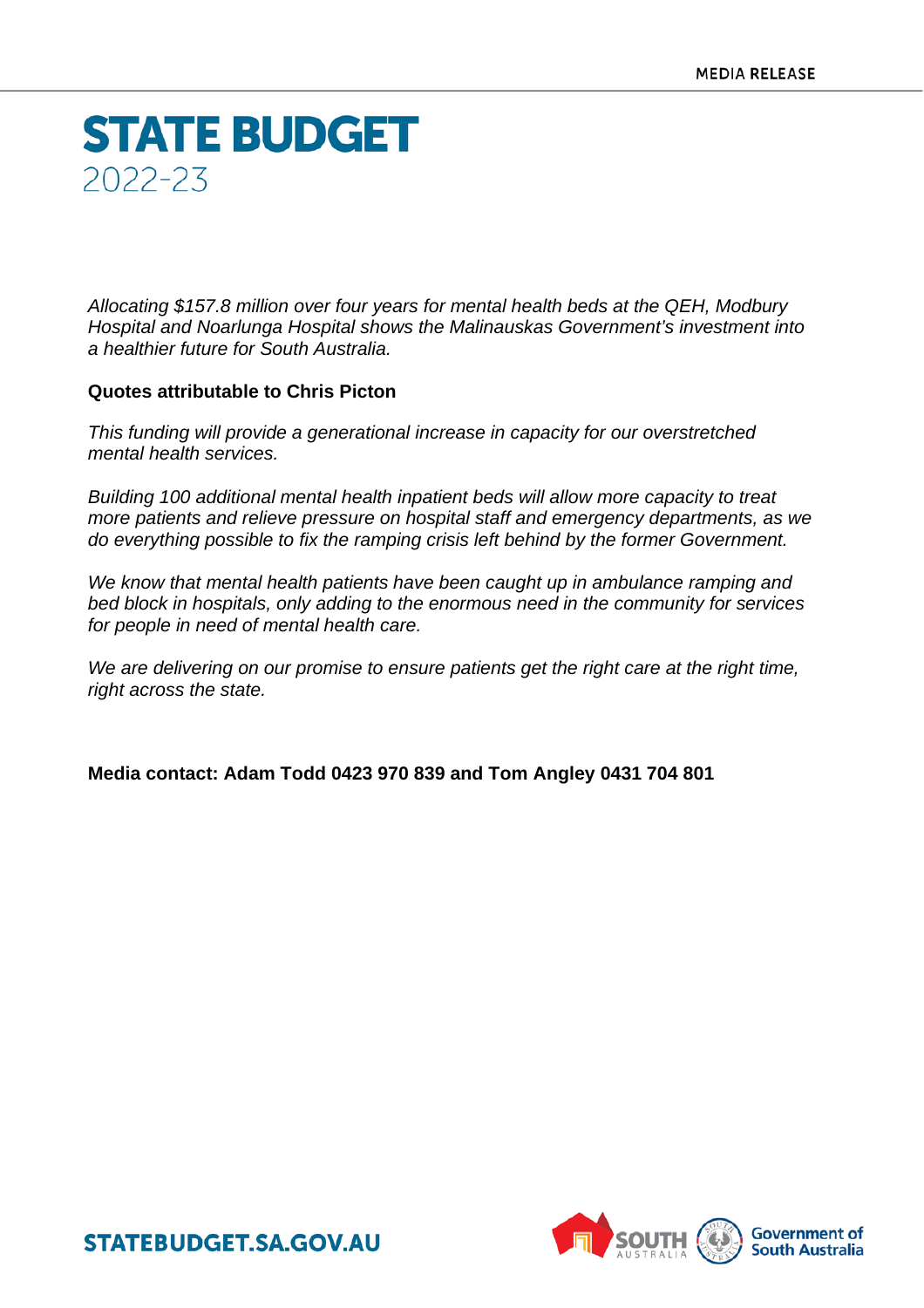*Allocating $157.8 million over four years for mental health beds at the QEH, Modbury Hospital and Noarlunga Hospital shows the Malinauskas Government's investment into a healthier future for South Australia.*

**Quotes attributable to Chris Picton**

*This funding will provide a generational increase in capacity for our overstretched mental health services.*

*Building 100 additional mental health inpatient beds will allow more capacity to treat more patients and relieve pressure on hospital staff and emergency departments, as we do everything possible to fix the ramping crisis left behind by the former Government.*

*We know that mental health patients have been caught up in ambulance ramping and bed block in hospitals, only adding to the enormous need in the community for services for people in need of mental health care.*

*We are delivering on our promise to ensure patients get the right care at the right time, right across the state.*

**Media contact: Adam Todd 0423 970 839 and Tom Angley 0431 704 801**